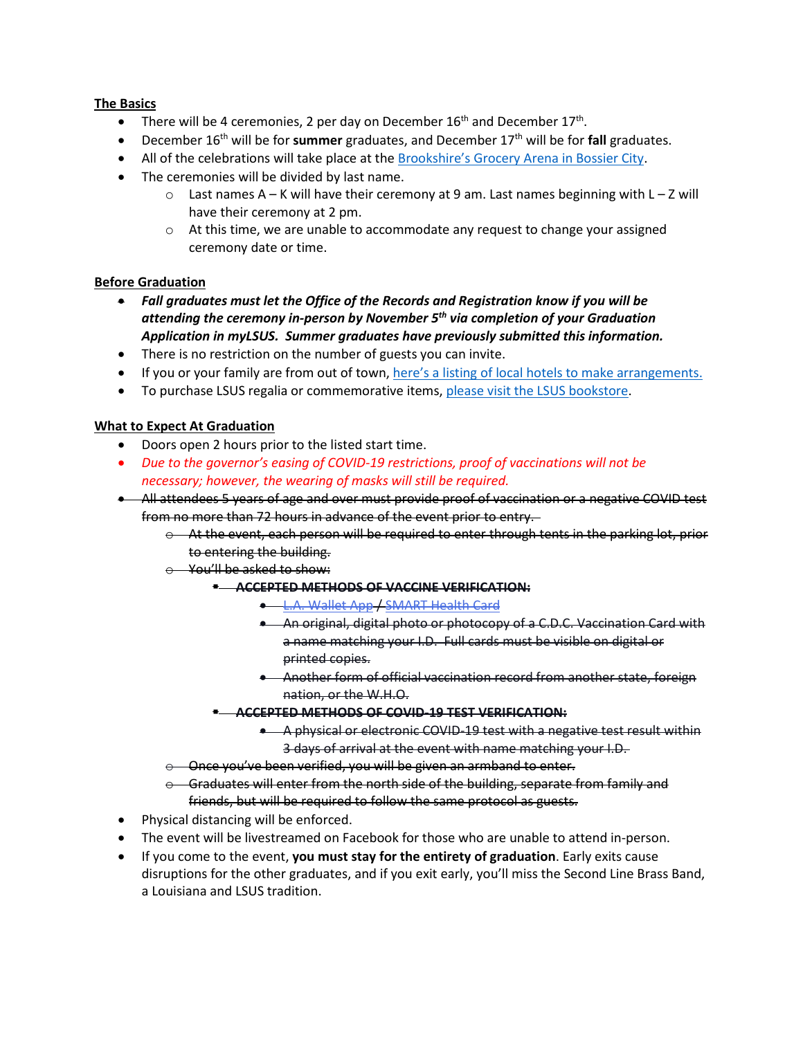**The Basics**

- There will be 4 ceremonies, 2 per day on December 16th and December 17th.
- December 16th will be for **summer** graduates, and December 17th will be for **fall** graduates.
- All of the celebrations will take place at the Brookshire's Grocery Arena in Bossier City.
- The ceremonies will be divided by last name.
  - Last names A – K will have their ceremony at 9 am. Last names beginning with L – Z will have their ceremony at 2 pm.
  - At this time, we are unable to accommodate any request to change your assigned ceremony date or time.

**Before Graduation**

- ***Fall graduates must let the Office of the Records and Registration know if you will be attending the ceremony in-person by November 5th via completion of your Graduation Application in myLSUS. Summer graduates have previously submitted this information.***
- There is no restriction on the number of guests you can invite.
- If you or your family are from out of town, here's a listing of local hotels to make arrangements.
- To purchase LSUS regalia or commemorative items, please visit the LSUS bookstore.

**What to Expect At Graduation**

- Doors open 2 hours prior to the listed start time.
- *Due to the governor's easing of COVID-19 restrictions, proof of vaccinations will not be necessary; however, the wearing of masks will still be required.*
- ~~All attendees 5 years of age and over must provide proof of vaccination or a negative COVID test from no more than 72 hours in advance of the event prior to entry.~~
  - ~~At the event, each person will be required to enter through tents in the parking lot, prior to entering the building.~~
  - ~~You'll be asked to show:~~
    - ~~**ACCEPTED METHODS OF VACCINE VERIFICATION:**~~
      - ~~L.A. Wallet App / SMART Health Card~~
      - ~~An original, digital photo or photocopy of a C.D.C. Vaccination Card with a name matching your I.D. Full cards must be visible on digital or printed copies.~~
      - ~~Another form of official vaccination record from another state, foreign nation, or the W.H.O.~~
    - ~~**ACCEPTED METHODS OF COVID-19 TEST VERIFICATION:**~~
      - ~~A physical or electronic COVID-19 test with a negative test result within 3 days of arrival at the event with name matching your I.D.~~
  - ~~Once you've been verified, you will be given an armband to enter.~~
  - ~~Graduates will enter from the north side of the building, separate from family and friends, but will be required to follow the same protocol as guests.~~
- Physical distancing will be enforced.
- The event will be livestreamed on Facebook for those who are unable to attend in-person.
- If you come to the event, **you must stay for the entirety of graduation**. Early exits cause disruptions for the other graduates, and if you exit early, you'll miss the Second Line Brass Band, a Louisiana and LSUS tradition.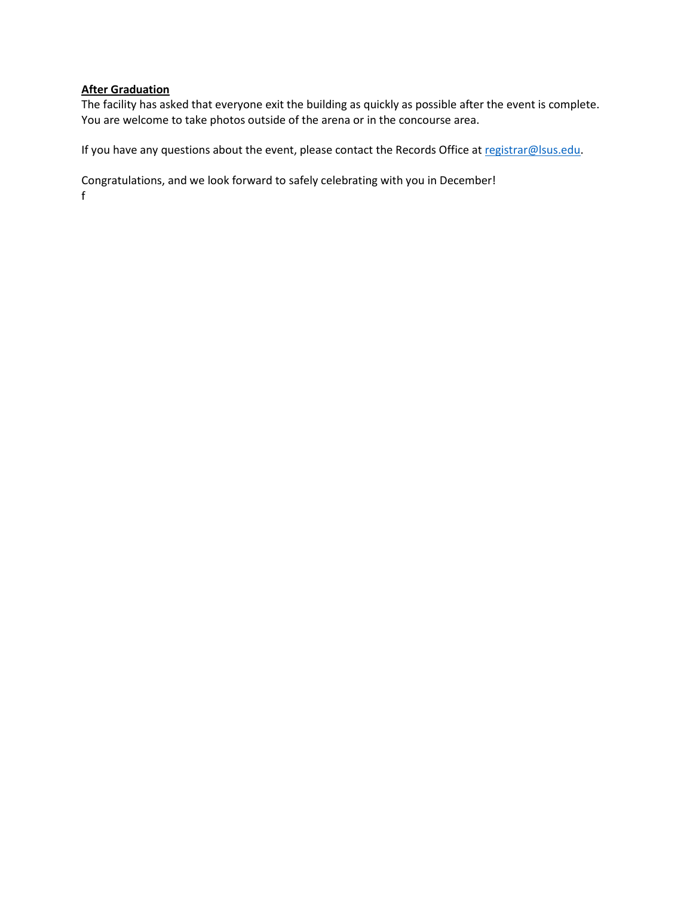**After Graduation**

The facility has asked that everyone exit the building as quickly as possible after the event is complete. You are welcome to take photos outside of the arena or in the concourse area.

If you have any questions about the event, please contact the Records Office at registrar@lsus.edu.

Congratulations, and we look forward to safely celebrating with you in December!
f